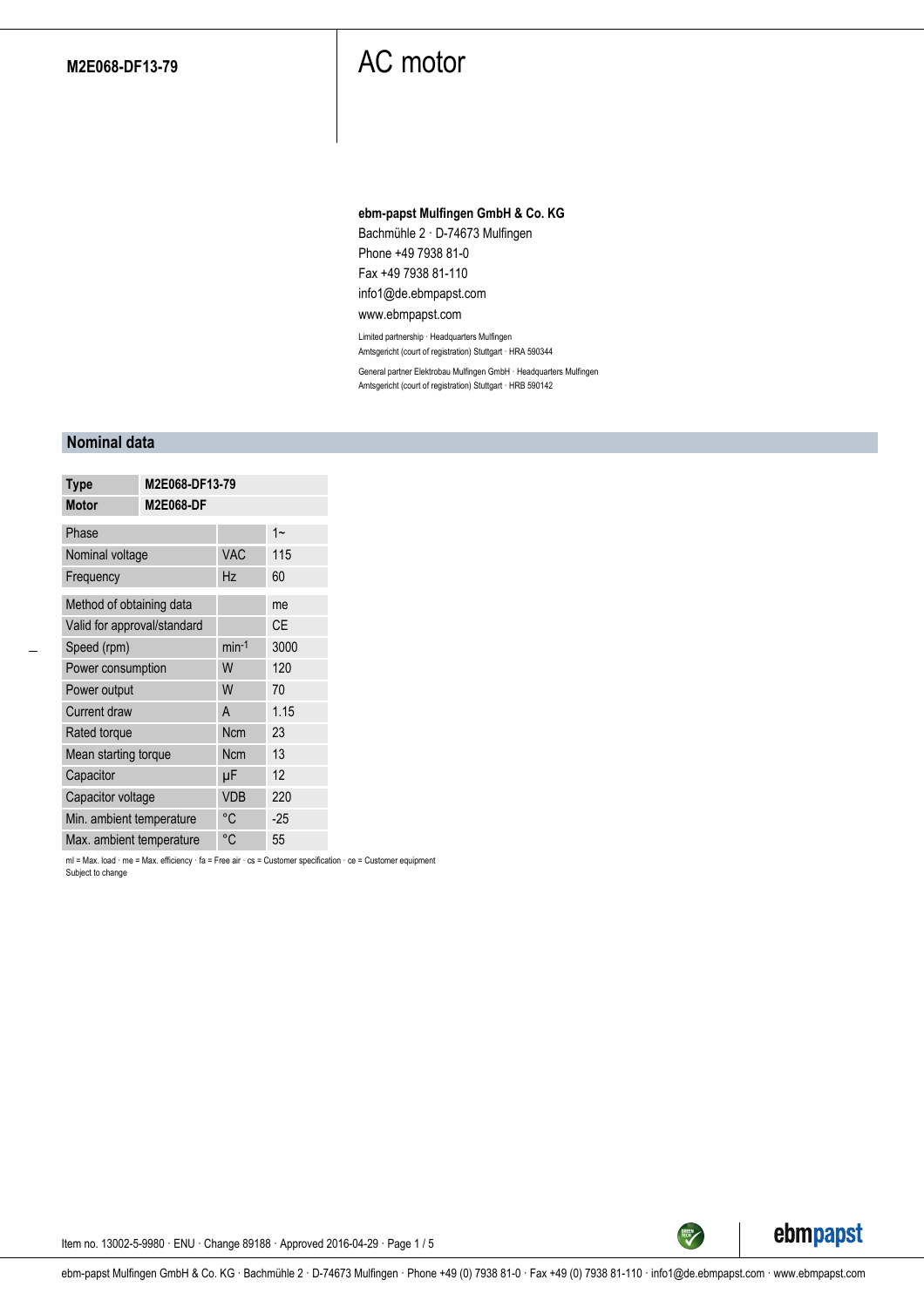**M2E068-DF13-79**

# AC motor

**ebm-papst Mulfingen GmbH & Co. KG**
Bachmühle 2 · D-74673 Mulfingen
Phone +49 7938 81-0
Fax +49 7938 81-110
info1@de.ebmpapst.com
www.ebmpapst.com

Limited partnership · Headquarters Mulfingen
Amtsgericht (court of registration) Stuttgart · HRA 590344

General partner Elektrobau Mulfingen GmbH · Headquarters Mulfingen
Amtsgericht (court of registration) Stuttgart · HRB 590142

## Nominal data

| Type | M2E068-DF13-79 | |
|---|---|---|
| Motor | M2E068-DF | |
| Phase | | 1~ |
| Nominal voltage | VAC | 115 |
| Frequency | Hz | 60 |
| Method of obtaining data | | me |
| Valid for approval/standard | | CE |
| Speed (rpm) | $min^{-1}$ | 3000 |
| Power consumption | W | 120 |
| Power output | W | 70 |
| Current draw | A | 1.15 |
| Rated torque | Ncm | 23 |
| Mean starting torque | Ncm | 13 |
| Capacitor | µF | 12 |
| Capacitor voltage | VDB | 220 |
| Min. ambient temperature | °C | -25 |
| Max. ambient temperature | °C | 55 |

ml = Max. load · me = Max. efficiency · fa = Free air · cs = Customer specification · ce = Customer equipment
Subject to change

Item no. 13002-5-9980 · ENU · Change 89188 · Approved 2016-04-29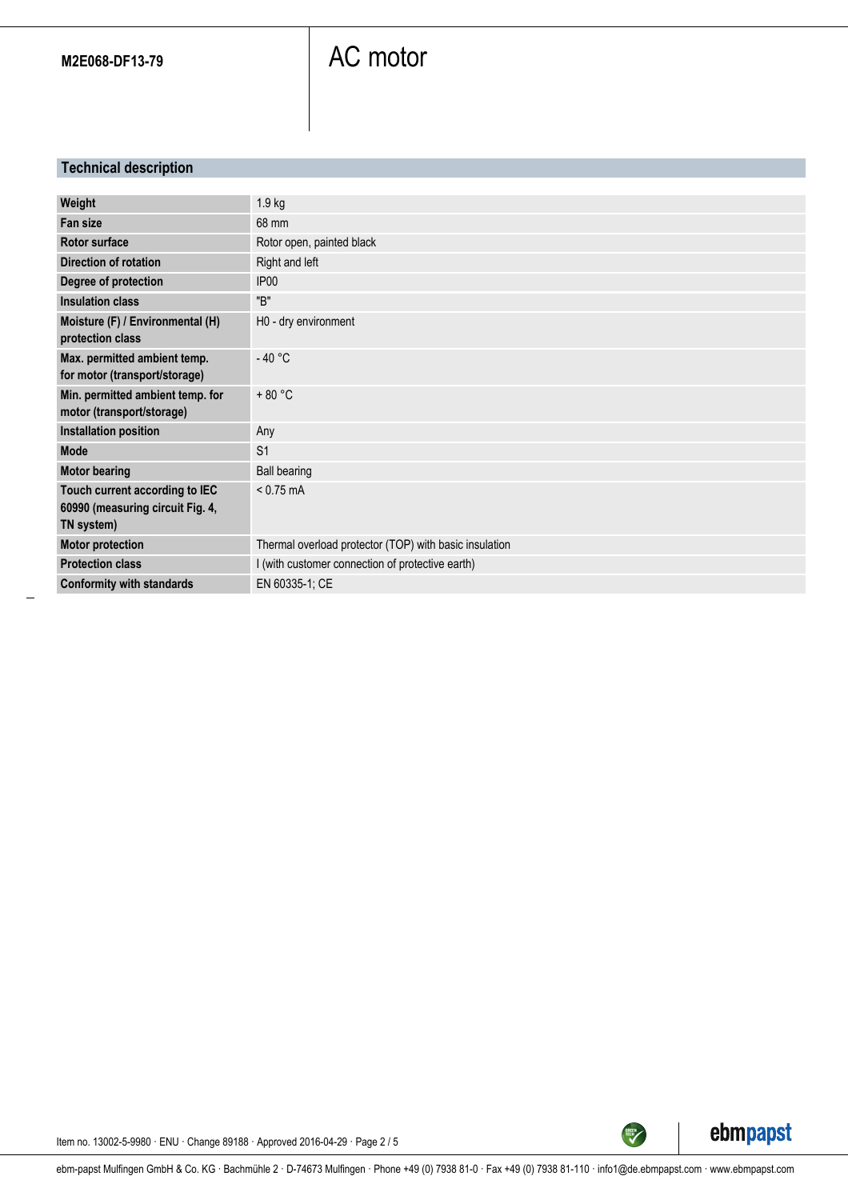M2E068-DF13-79

# AC motor

## Technical description

| | |
|---|---|
| **Weight** | 1.9 kg |
| **Fan size** | 68 mm |
| **Rotor surface** | Rotor open, painted black |
| **Direction of rotation** | Right and left |
| **Degree of protection** | IP00 |
| **Insulation class** | "B" |
| **Moisture (F) / Environmental (H) protection class** | H0 - dry environment |
| **Max. permitted ambient temp. for motor (transport/storage)** | - 40 °C |
| **Min. permitted ambient temp. for motor (transport/storage)** | + 80 °C |
| **Installation position** | Any |
| **Mode** | S1 |
| **Motor bearing** | Ball bearing |
| **Touch current according to IEC 60990 (measuring circuit Fig. 4, TN system)** | < 0.75 mA |
| **Motor protection** | Thermal overload protector (TOP) with basic insulation |
| **Protection class** | I (with customer connection of protective earth) |
| **Conformity with standards** | EN 60335-1; CE |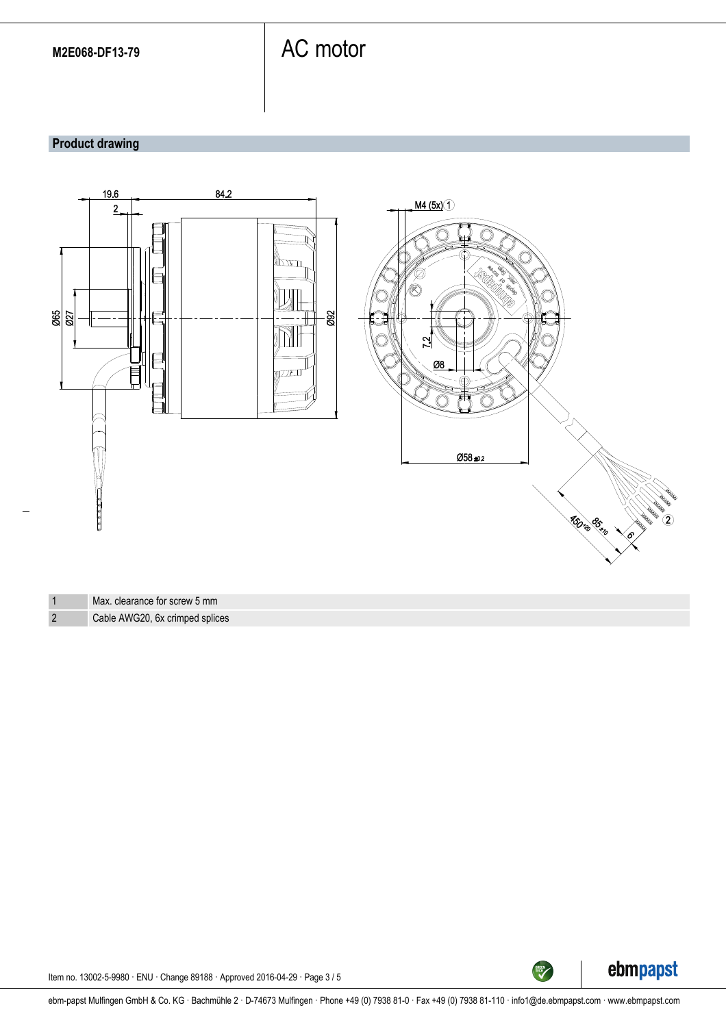# M2E068-DF13-79

# AC motor

## Product drawing

| | |
|---|---|
| 1 | Max. clearance for screw 5 mm |
| 2 | Cable AWG20, 6x crimped splices |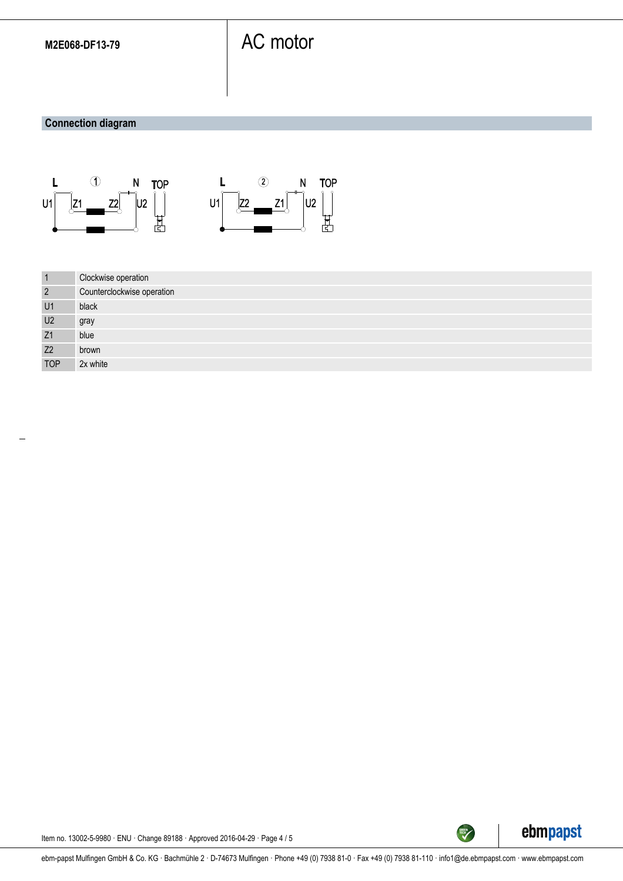M2E068-DF13-79

# AC motor

## Connection diagram

| | |
|---|---|
| 1 | Clockwise operation |
| 2 | Counterclockwise operation |
| U1 | black |
| U2 | gray |
| Z1 | blue |
| Z2 | brown |
| TOP | 2x white |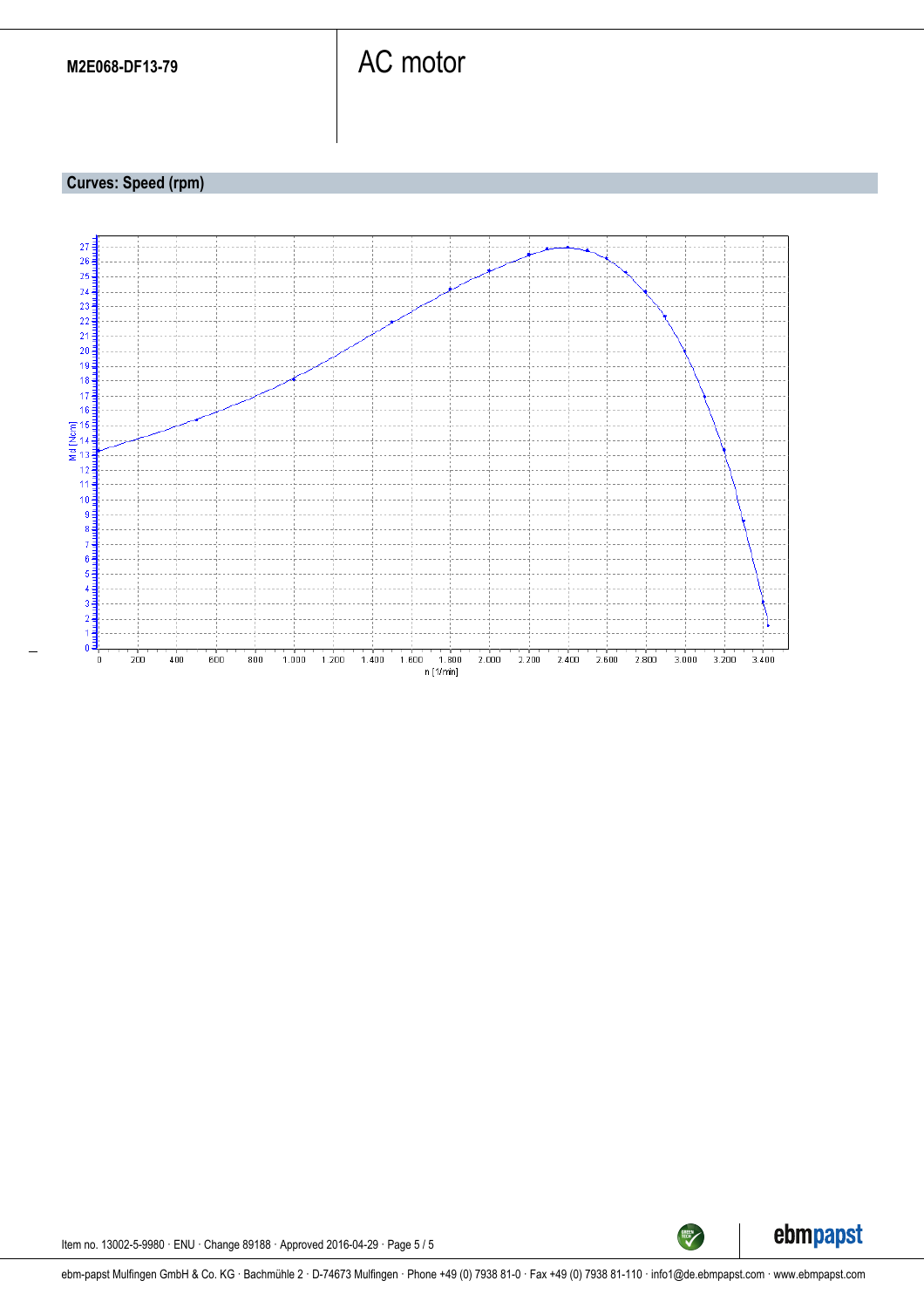M2E068-DF13-79

# AC motor

## Curves: Speed (rpm)

Md [Ncm]

0
1
2
3
4
5
6
7
8
9
10
11
12
13
14
15
16
17
18
19
20
21
22
23
24
25
26
27

n [1/min]

0
200
400
600
800
1.000
1.200
1.400
1.600
1.800
2.000
2.200
2.400
2.600
2.800
3.000
3.200
3.400